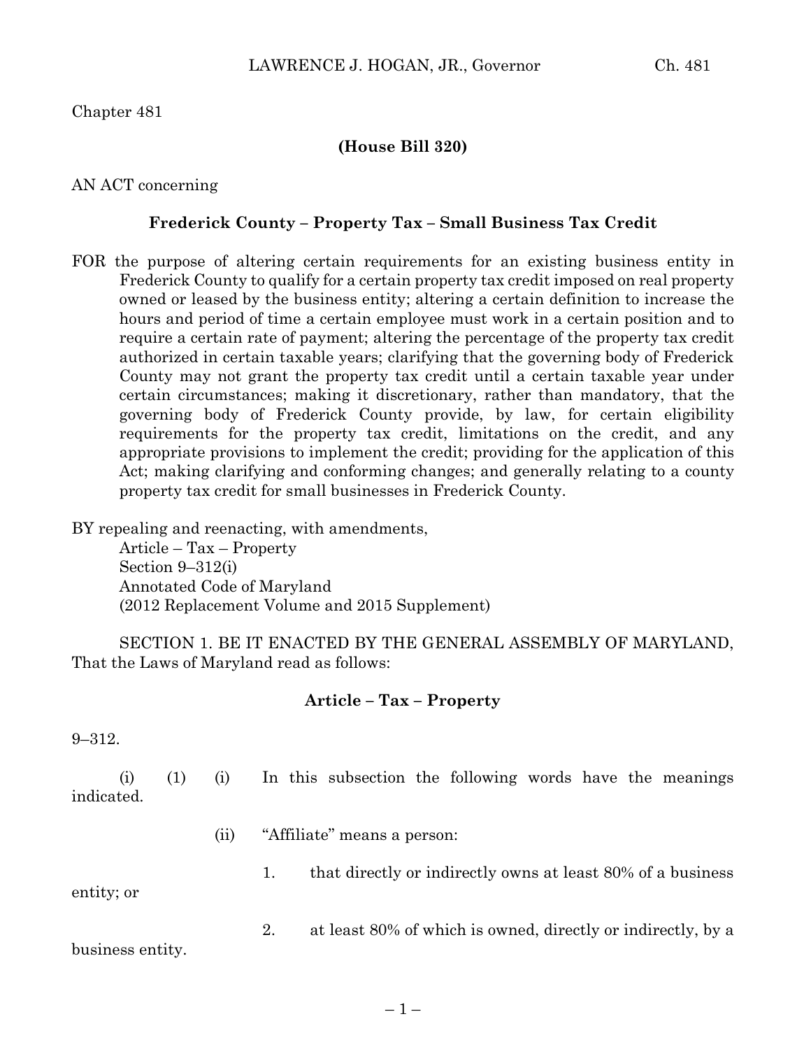Chapter 481

**(House Bill 320)**

AN ACT concerning

**Frederick County – Property Tax – Small Business Tax Credit**

FOR the purpose of altering certain requirements for an existing business entity in Frederick County to qualify for a certain property tax credit imposed on real property owned or leased by the business entity; altering a certain definition to increase the hours and period of time a certain employee must work in a certain position and to require a certain rate of payment; altering the percentage of the property tax credit authorized in certain taxable years; clarifying that the governing body of Frederick County may not grant the property tax credit until a certain taxable year under certain circumstances; making it discretionary, rather than mandatory, that the governing body of Frederick County provide, by law, for certain eligibility requirements for the property tax credit, limitations on the credit, and any appropriate provisions to implement the credit; providing for the application of this Act; making clarifying and conforming changes; and generally relating to a county property tax credit for small businesses in Frederick County.

BY repealing and reenacting, with amendments,
Article – Tax – Property
Section 9–312(i)
Annotated Code of Maryland
(2012 Replacement Volume and 2015 Supplement)

SECTION 1. BE IT ENACTED BY THE GENERAL ASSEMBLY OF MARYLAND, That the Laws of Maryland read as follows:

**Article – Tax – Property**

9–312.

(i) (1) (i) In this subsection the following words have the meanings indicated.

(ii) "Affiliate" means a person:

1. that directly or indirectly owns at least 80% of a business entity; or

2. at least 80% of which is owned, directly or indirectly, by a business entity.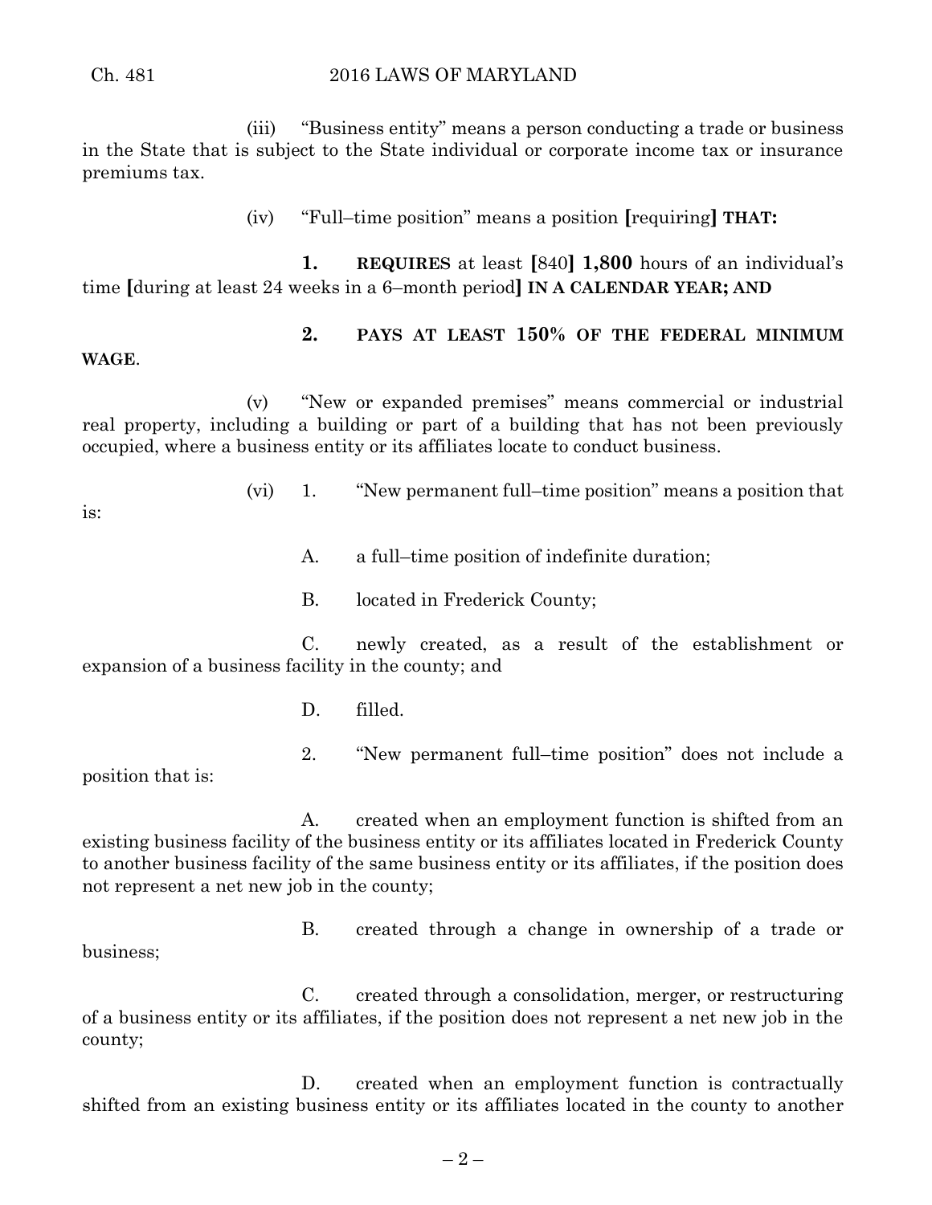(iii) "Business entity" means a person conducting a trade or business in the State that is subject to the State individual or corporate income tax or insurance premiums tax.

(iv) "Full–time position" means a position [requiring] **THAT:**

**1. REQUIRES** at least [840] **1,800** hours of an individual's time [during at least 24 weeks in a 6–month period] **IN A CALENDAR YEAR; AND**

**2. PAYS AT LEAST 150% OF THE FEDERAL MINIMUM WAGE**.

(v) "New or expanded premises" means commercial or industrial real property, including a building or part of a building that has not been previously occupied, where a business entity or its affiliates locate to conduct business.

(vi) 1. "New permanent full–time position" means a position that is:

A. a full–time position of indefinite duration;

B. located in Frederick County;

C. newly created, as a result of the establishment or expansion of a business facility in the county; and

D. filled.

2. "New permanent full–time position" does not include a position that is:

A. created when an employment function is shifted from an existing business facility of the business entity or its affiliates located in Frederick County to another business facility of the same business entity or its affiliates, if the position does not represent a net new job in the county;

B. created through a change in ownership of a trade or business;

C. created through a consolidation, merger, or restructuring of a business entity or its affiliates, if the position does not represent a net new job in the county;

D. created when an employment function is contractually shifted from an existing business entity or its affiliates located in the county to another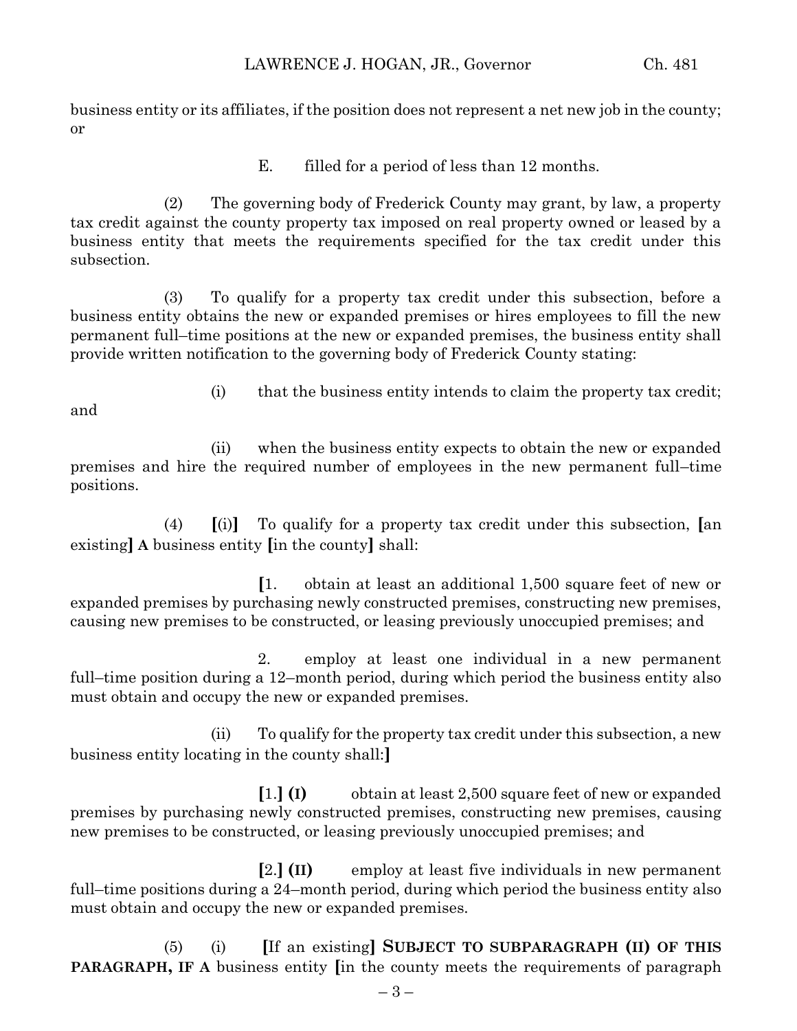business entity or its affiliates, if the position does not represent a net new job in the county; or

E. filled for a period of less than 12 months.

(2) The governing body of Frederick County may grant, by law, a property tax credit against the county property tax imposed on real property owned or leased by a business entity that meets the requirements specified for the tax credit under this subsection.

(3) To qualify for a property tax credit under this subsection, before a business entity obtains the new or expanded premises or hires employees to fill the new permanent full–time positions at the new or expanded premises, the business entity shall provide written notification to the governing body of Frederick County stating:

(i) that the business entity intends to claim the property tax credit; and

(ii) when the business entity expects to obtain the new or expanded premises and hire the required number of employees in the new permanent full–time positions.

(4) **[**(i)**]** To qualify for a property tax credit under this subsection, **[**an existing**]** **A** business entity **[**in the county**]** shall:

**[**1. obtain at least an additional 1,500 square feet of new or expanded premises by purchasing newly constructed premises, constructing new premises, causing new premises to be constructed, or leasing previously unoccupied premises; and

2. employ at least one individual in a new permanent full–time position during a 12–month period, during which period the business entity also must obtain and occupy the new or expanded premises.

(ii) To qualify for the property tax credit under this subsection, a new business entity locating in the county shall:**]**

**[**1.**]** **(I)** obtain at least 2,500 square feet of new or expanded premises by purchasing newly constructed premises, constructing new premises, causing new premises to be constructed, or leasing previously unoccupied premises; and

**[**2.**]** **(II)** employ at least five individuals in new permanent full–time positions during a 24–month period, during which period the business entity also must obtain and occupy the new or expanded premises.

(5) (i) **[**If an existing**]** **SUBJECT TO SUBPARAGRAPH (II) OF THIS PARAGRAPH, IF A** business entity **[**in the county meets the requirements of paragraph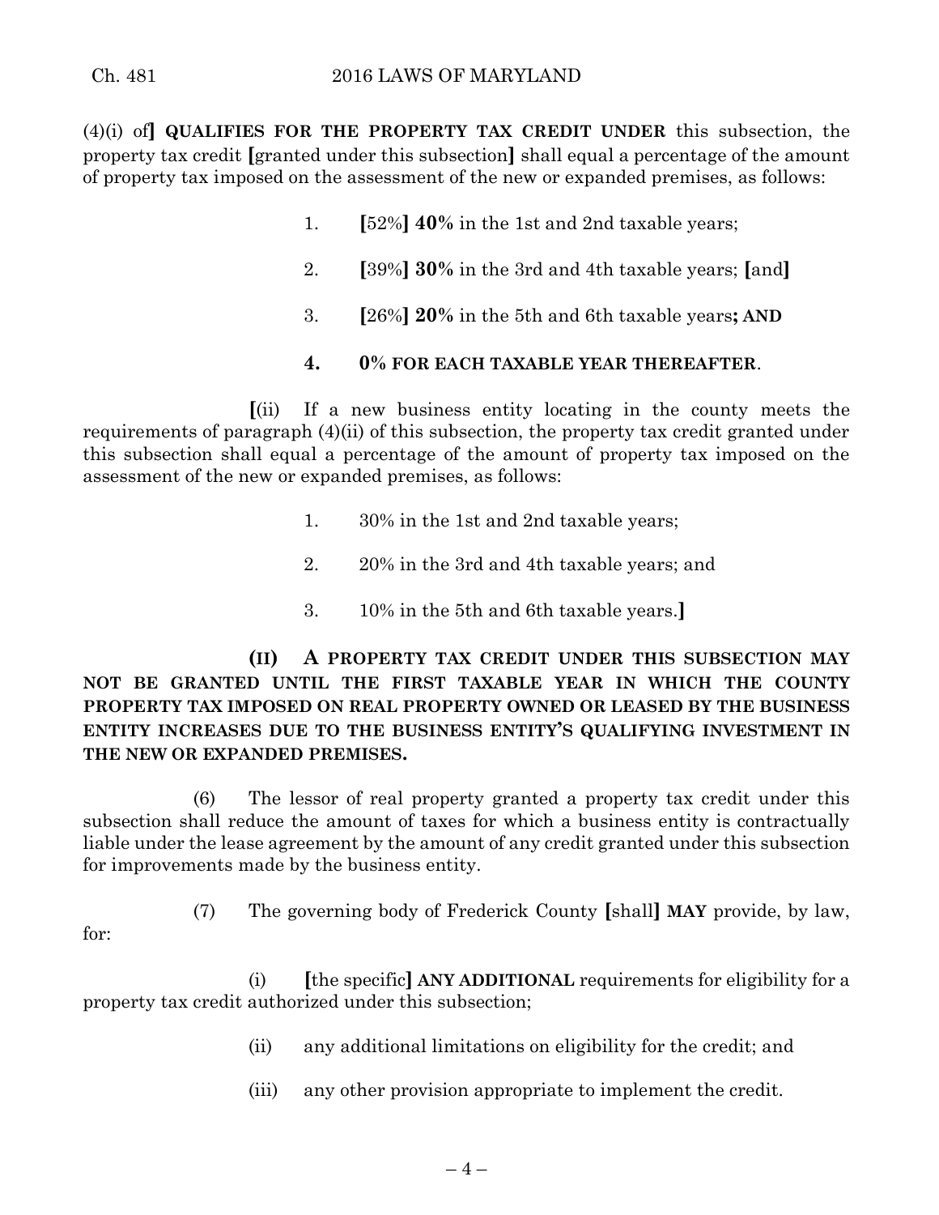(4)(i) of**]** **QUALIFIES FOR THE PROPERTY TAX CREDIT UNDER** this subsection, the property tax credit **[**granted under this subsection**]** shall equal a percentage of the amount of property tax imposed on the assessment of the new or expanded premises, as follows:

1. **[**52%**]** **40%** in the 1st and 2nd taxable years;

2. **[**39%**]** **30%** in the 3rd and 4th taxable years; **[**and**]**

3. **[**26%**]** **20%** in the 5th and 6th taxable years**; AND**

4. **0% FOR EACH TAXABLE YEAR THEREAFTER**.

**[**(ii) If a new business entity locating in the county meets the requirements of paragraph (4)(ii) of this subsection, the property tax credit granted under this subsection shall equal a percentage of the amount of property tax imposed on the assessment of the new or expanded premises, as follows:

1. 30% in the 1st and 2nd taxable years;

2. 20% in the 3rd and 4th taxable years; and

3. 10% in the 5th and 6th taxable years.**]**

**(II) A PROPERTY TAX CREDIT UNDER THIS SUBSECTION MAY NOT BE GRANTED UNTIL THE FIRST TAXABLE YEAR IN WHICH THE COUNTY PROPERTY TAX IMPOSED ON REAL PROPERTY OWNED OR LEASED BY THE BUSINESS ENTITY INCREASES DUE TO THE BUSINESS ENTITY'S QUALIFYING INVESTMENT IN THE NEW OR EXPANDED PREMISES.**

(6) The lessor of real property granted a property tax credit under this subsection shall reduce the amount of taxes for which a business entity is contractually liable under the lease agreement by the amount of any credit granted under this subsection for improvements made by the business entity.

(7) The governing body of Frederick County **[**shall**]** **MAY** provide, by law, for:

(i) **[**the specific**]** **ANY ADDITIONAL** requirements for eligibility for a property tax credit authorized under this subsection;

(ii) any additional limitations on eligibility for the credit; and

(iii) any other provision appropriate to implement the credit.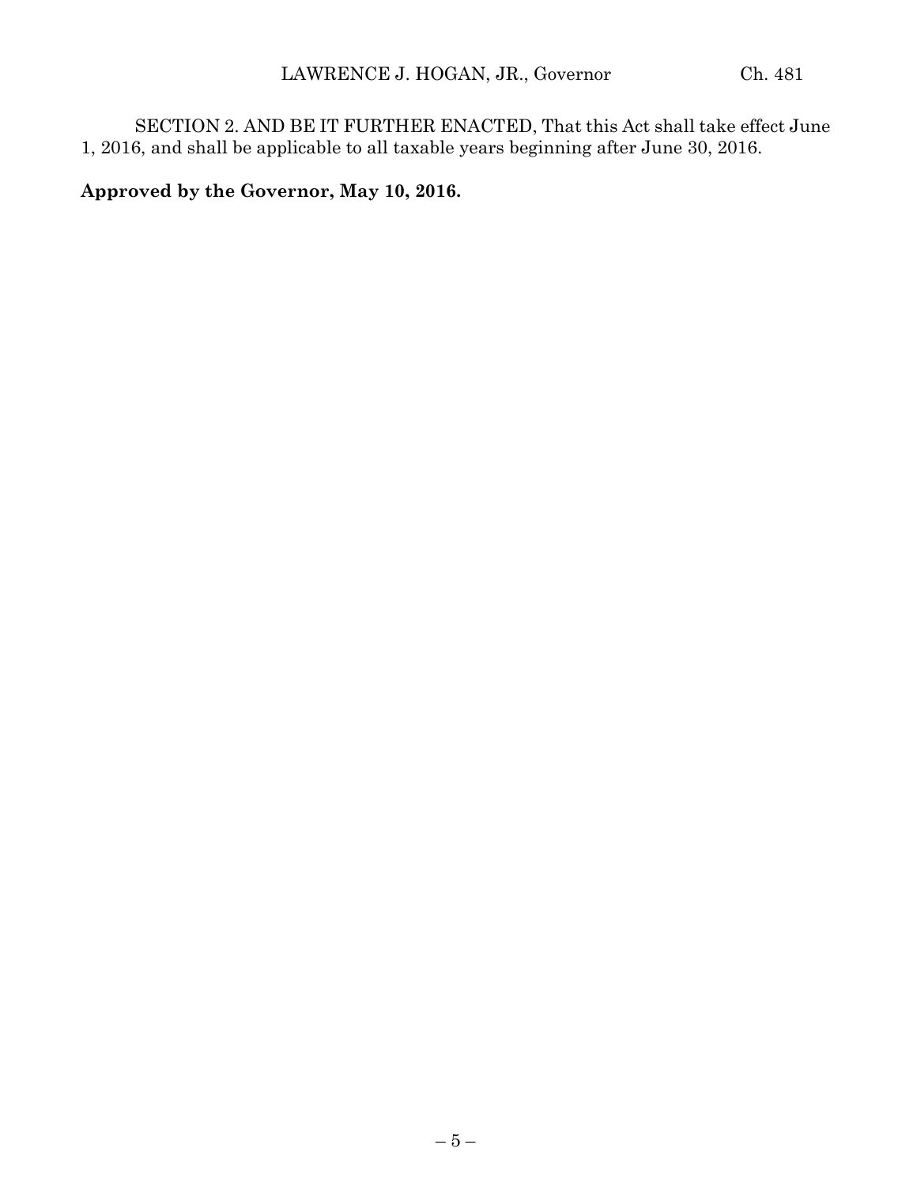SECTION 2. AND BE IT FURTHER ENACTED, That this Act shall take effect June 1, 2016, and shall be applicable to all taxable years beginning after June 30, 2016.

**Approved by the Governor, May 10, 2016.**